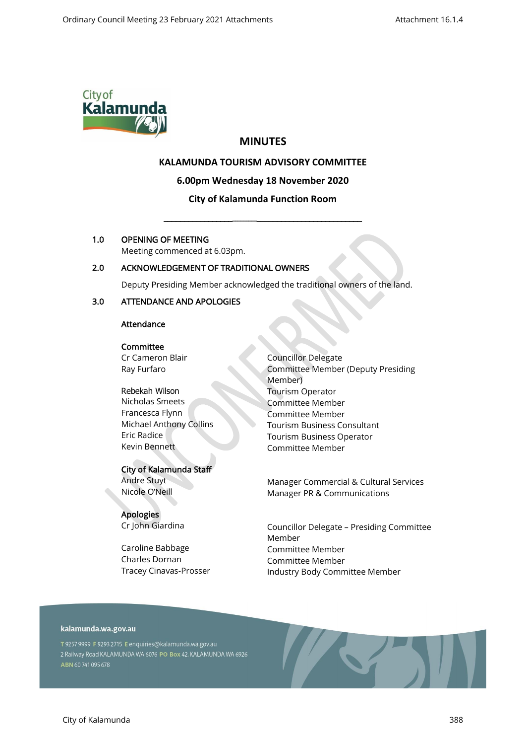# MINUTES

## KALAMUNDA TOURISM ADVISORY COMMITTEE

### 6.00pm Wednesday 18 November 2020

### City of Kalamunda Function Room

---

## 1.0 OPENING OF MEETING

Meeting commenced at 6.03pm.

## 2.0 ACKNOWLEDGEMENT OF TRADITIONAL OWNERS

Deputy Presiding Member acknowledged the traditional owners of the land.

## 3.0 ATTENDANCE AND APOLOGIES

**Attendance**

**Committee**

| | |
|---|---|
| Cr Cameron Blair | Councillor Delegate |
| Ray Furfaro | Committee Member (Deputy Presiding Member) |
| Rebekah Wilson | Tourism Operator |
| Nicholas Smeets | Committee Member |
| Francesca Flynn | Committee Member |
| Michael Anthony Collins | Tourism Business Consultant |
| Eric Radice | Tourism Business Operator |
| Kevin Bennett | Committee Member |

**City of Kalamunda Staff**

| | |
|---|---|
| Andre Stuyt | Manager Commercial & Cultural Services |
| Nicole O'Neill | Manager PR & Communications |

**Apologies**

| | |
|---|---|
| Cr John Giardina | Councillor Delegate – Presiding Committee Member |
| Caroline Babbage | Committee Member |
| Charles Dornan | Committee Member |
| Tracey Cinavas-Prosser | Industry Body Committee Member |

kalamunda.wa.gov.au

T 9257 9999 F 9293 2715 E enquiries@kalamunda.wa.gov.au
2 Railway Road KALAMUNDA WA 6076 PO Box 42, KALAMUNDA WA 6926
ABN 60 741 095 678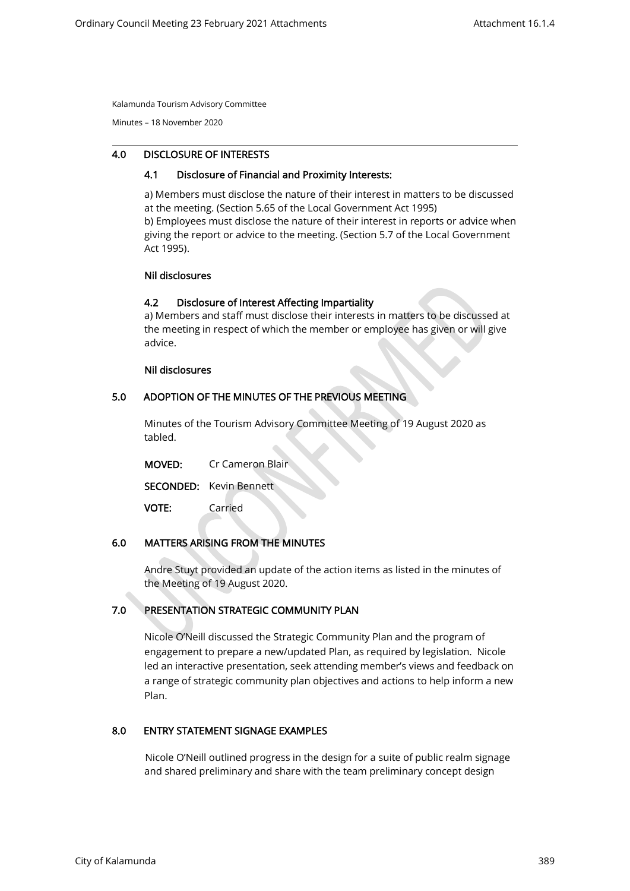Kalamunda Tourism Advisory Committee

Minutes – 18 November 2020

## 4.0 DISCLOSURE OF INTERESTS

### 4.1 Disclosure of Financial and Proximity Interests:

a) Members must disclose the nature of their interest in matters to be discussed at the meeting. (Section 5.65 of the Local Government Act 1995)
b) Employees must disclose the nature of their interest in reports or advice when giving the report or advice to the meeting. (Section 5.7 of the Local Government Act 1995).

**Nil disclosures**

### 4.2 Disclosure of Interest Affecting Impartiality

a) Members and staff must disclose their interests in matters to be discussed at the meeting in respect of which the member or employee has given or will give advice.

**Nil disclosures**

## 5.0 ADOPTION OF THE MINUTES OF THE PREVIOUS MEETING

Minutes of the Tourism Advisory Committee Meeting of 19 August 2020 as tabled.

**MOVED:** Cr Cameron Blair

**SECONDED:** Kevin Bennett

**VOTE:** Carried

## 6.0 MATTERS ARISING FROM THE MINUTES

Andre Stuyt provided an update of the action items as listed in the minutes of the Meeting of 19 August 2020.

## 7.0 PRESENTATION STRATEGIC COMMUNITY PLAN

Nicole O'Neill discussed the Strategic Community Plan and the program of engagement to prepare a new/updated Plan, as required by legislation. Nicole led an interactive presentation, seek attending member's views and feedback on a range of strategic community plan objectives and actions to help inform a new Plan.

## 8.0 ENTRY STATEMENT SIGNAGE EXAMPLES

Nicole O'Neill outlined progress in the design for a suite of public realm signage and shared preliminary and share with the team preliminary concept design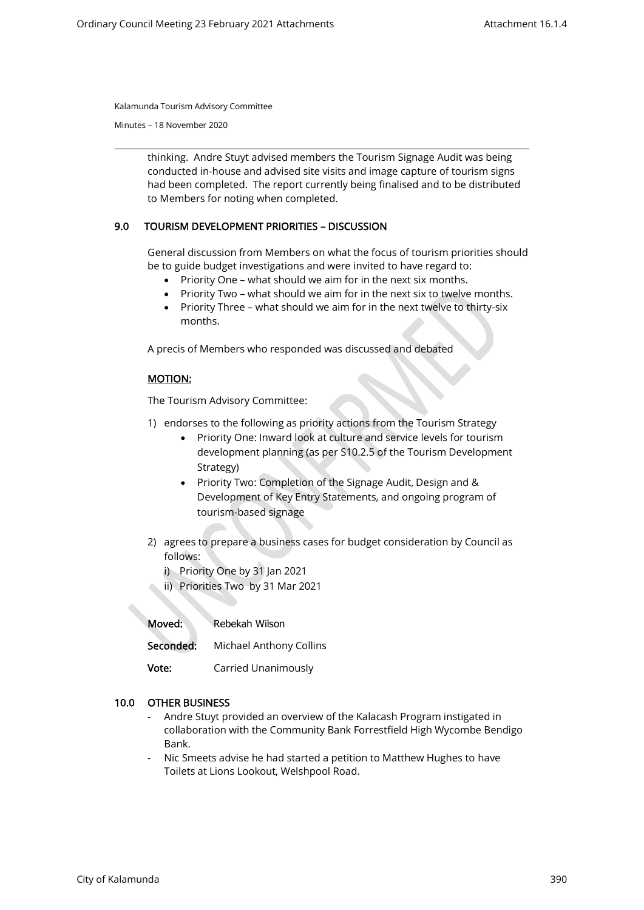Kalamunda Tourism Advisory Committee

Minutes – 18 November 2020

thinking. Andre Stuyt advised members the Tourism Signage Audit was being conducted in-house and advised site visits and image capture of tourism signs had been completed. The report currently being finalised and to be distributed to Members for noting when completed.

## 9.0 TOURISM DEVELOPMENT PRIORITIES – DISCUSSION

General discussion from Members on what the focus of tourism priorities should be to guide budget investigations and were invited to have regard to:

- Priority One – what should we aim for in the next six months.
- Priority Two – what should we aim for in the next six to twelve months.
- Priority Three – what should we aim for in the next twelve to thirty-six months.

A precis of Members who responded was discussed and debated

**MOTION:**

The Tourism Advisory Committee:

1) endorses to the following as priority actions from the Tourism Strategy
   - Priority One: Inward look at culture and service levels for tourism development planning (as per S10.2.5 of the Tourism Development Strategy)
   - Priority Two: Completion of the Signage Audit, Design and & Development of Key Entry Statements, and ongoing program of tourism-based signage

2) agrees to prepare a business cases for budget consideration by Council as follows:
   i) Priority One by 31 Jan 2021
   ii) Priorities Two by 31 Mar 2021

**Moved:** Rebekah Wilson

**Seconded:** Michael Anthony Collins

**Vote:** Carried Unanimously

## 10.0 OTHER BUSINESS

- Andre Stuyt provided an overview of the Kalacash Program instigated in collaboration with the Community Bank Forrestfield High Wycombe Bendigo Bank.
- Nic Smeets advise he had started a petition to Matthew Hughes to have Toilets at Lions Lookout, Welshpool Road.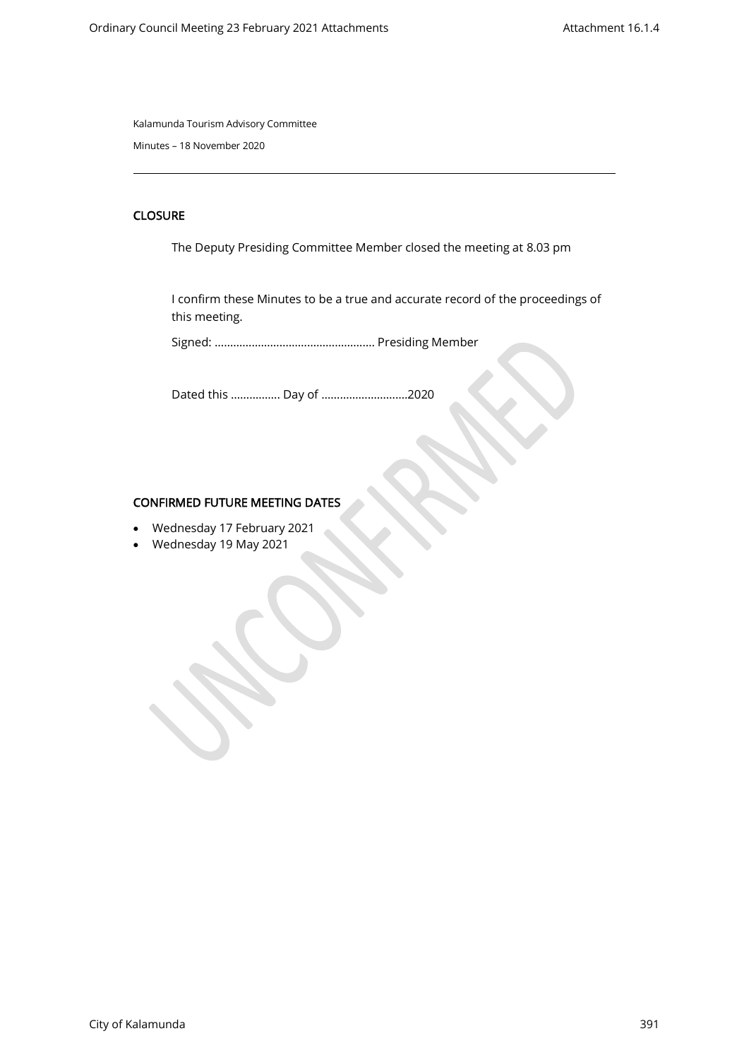Kalamunda Tourism Advisory Committee

Minutes – 18 November 2020

## CLOSURE

The Deputy Presiding Committee Member closed the meeting at 8.03 pm

I confirm these Minutes to be a true and accurate record of the proceedings of this meeting.

Signed: ……………………………………………. Presiding Member

Dated this ……………. Day of ……………………….2020

## CONFIRMED FUTURE MEETING DATES

- Wednesday 17 February 2021
- Wednesday 19 May 2021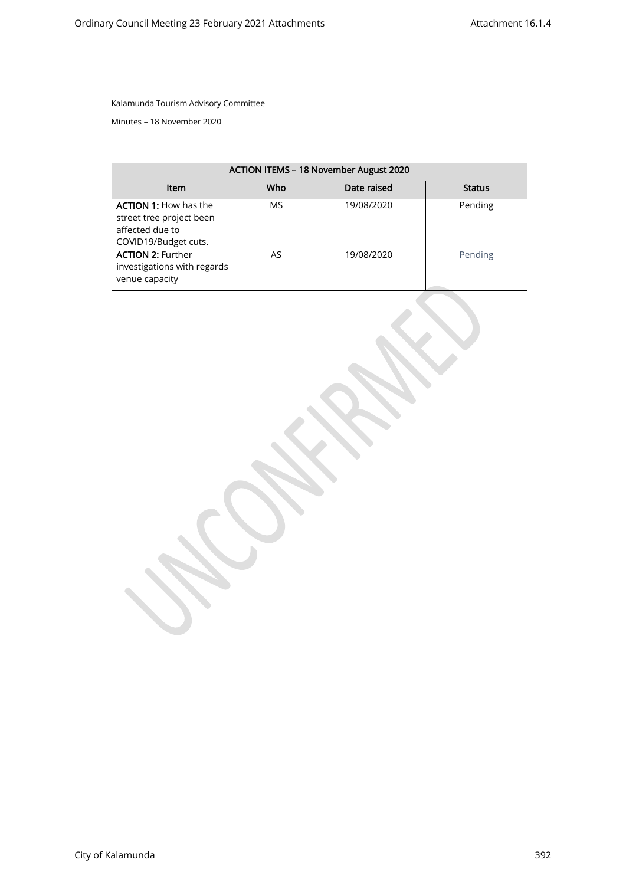Kalamunda Tourism Advisory Committee

Minutes – 18 November 2020

| ACTION ITEMS – 18 November August 2020 | | | |
|---|---|---|---|
| **Item** | **Who** | **Date raised** | **Status** |
| **ACTION 1:** How has the street tree project been affected due to COVID19/Budget cuts. | MS | 19/08/2020 | Pending |
| **ACTION 2:** Further investigations with regards venue capacity | AS | 19/08/2020 | Pending |